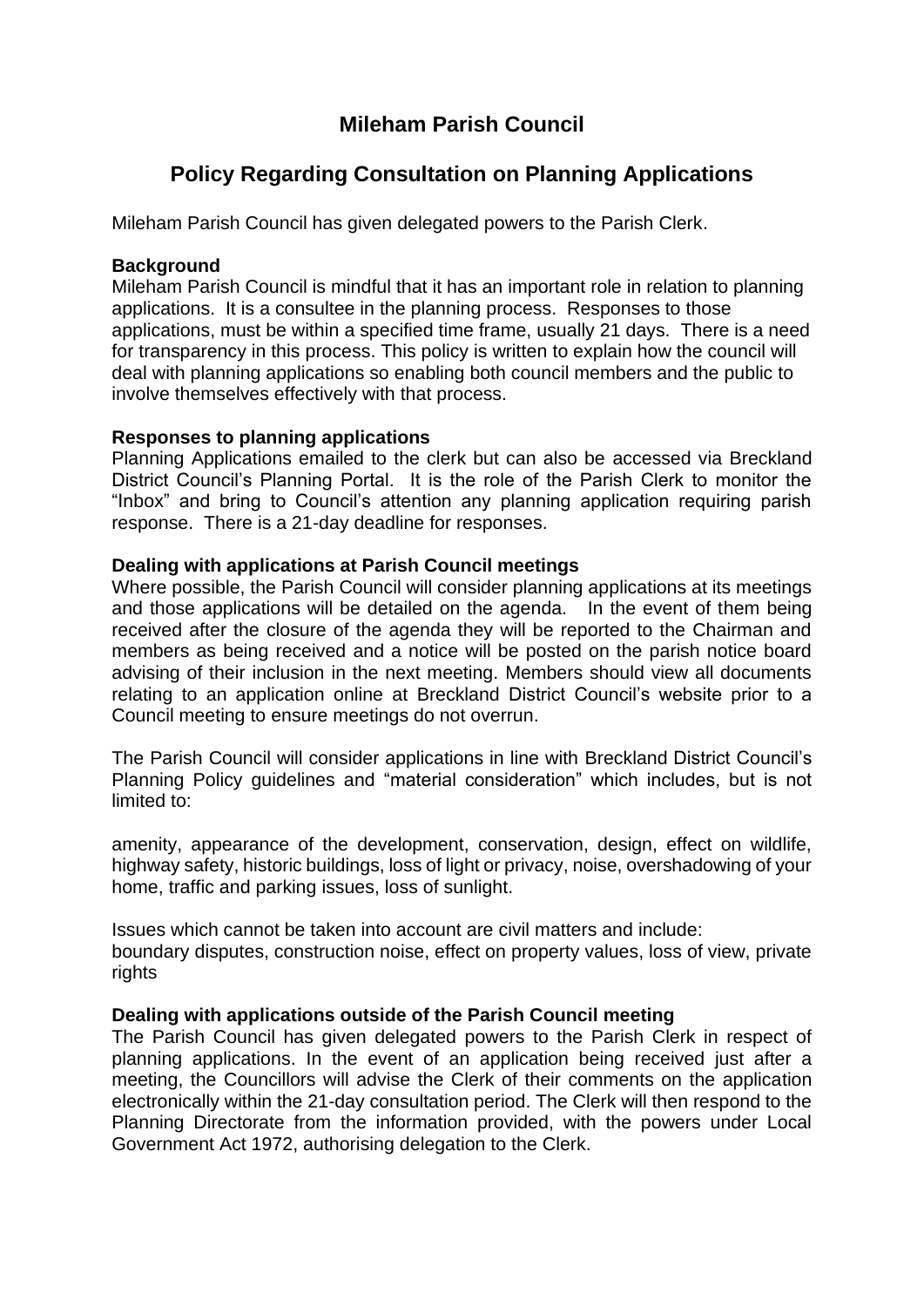# Mileham Parish Council

## Policy Regarding Consultation on Planning Applications

Mileham Parish Council has given delegated powers to the Parish Clerk.

**Background**

Mileham Parish Council is mindful that it has an important role in relation to planning applications. It is a consultee in the planning process. Responses to those applications, must be within a specified time frame, usually 21 days. There is a need for transparency in this process. This policy is written to explain how the council will deal with planning applications so enabling both council members and the public to involve themselves effectively with that process.

**Responses to planning applications**

Planning Applications emailed to the clerk but can also be accessed via Breckland District Council's Planning Portal. It is the role of the Parish Clerk to monitor the "Inbox" and bring to Council's attention any planning application requiring parish response. There is a 21-day deadline for responses.

**Dealing with applications at Parish Council meetings**

Where possible, the Parish Council will consider planning applications at its meetings and those applications will be detailed on the agenda. In the event of them being received after the closure of the agenda they will be reported to the Chairman and members as being received and a notice will be posted on the parish notice board advising of their inclusion in the next meeting. Members should view all documents relating to an application online at Breckland District Council's website prior to a Council meeting to ensure meetings do not overrun.

The Parish Council will consider applications in line with Breckland District Council's Planning Policy guidelines and "material consideration" which includes, but is not limited to:

amenity, appearance of the development, conservation, design, effect on wildlife, highway safety, historic buildings, loss of light or privacy, noise, overshadowing of your home, traffic and parking issues, loss of sunlight.

Issues which cannot be taken into account are civil matters and include:
boundary disputes, construction noise, effect on property values, loss of view, private rights

**Dealing with applications outside of the Parish Council meeting**

The Parish Council has given delegated powers to the Parish Clerk in respect of planning applications. In the event of an application being received just after a meeting, the Councillors will advise the Clerk of their comments on the application electronically within the 21-day consultation period. The Clerk will then respond to the Planning Directorate from the information provided, with the powers under Local Government Act 1972, authorising delegation to the Clerk.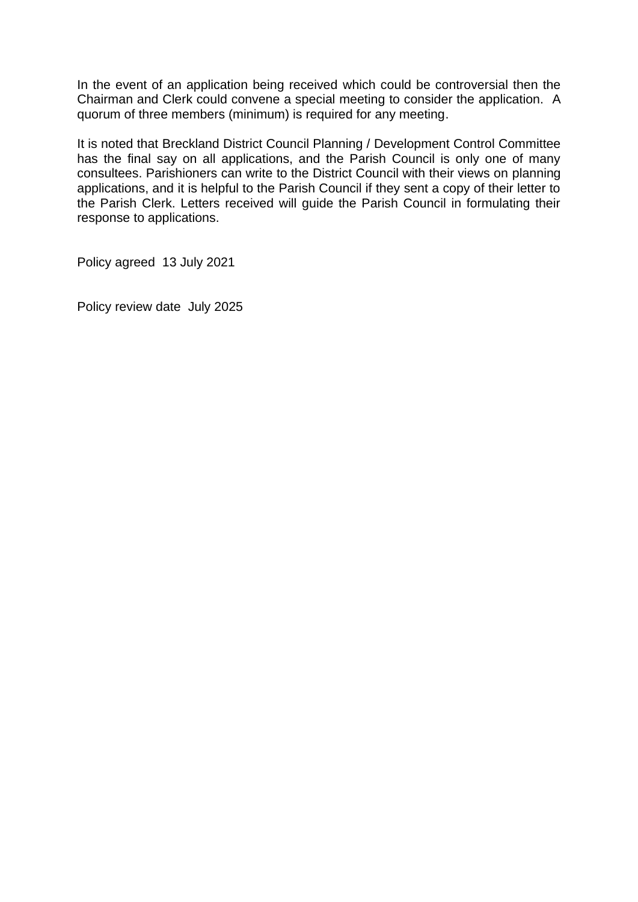In the event of an application being received which could be controversial then the Chairman and Clerk could convene a special meeting to consider the application. A quorum of three members (minimum) is required for any meeting.

It is noted that Breckland District Council Planning / Development Control Committee has the final say on all applications, and the Parish Council is only one of many consultees. Parishioners can write to the District Council with their views on planning applications, and it is helpful to the Parish Council if they sent a copy of their letter to the Parish Clerk. Letters received will guide the Parish Council in formulating their response to applications.

Policy agreed 13 July 2021

Policy review date July 2025